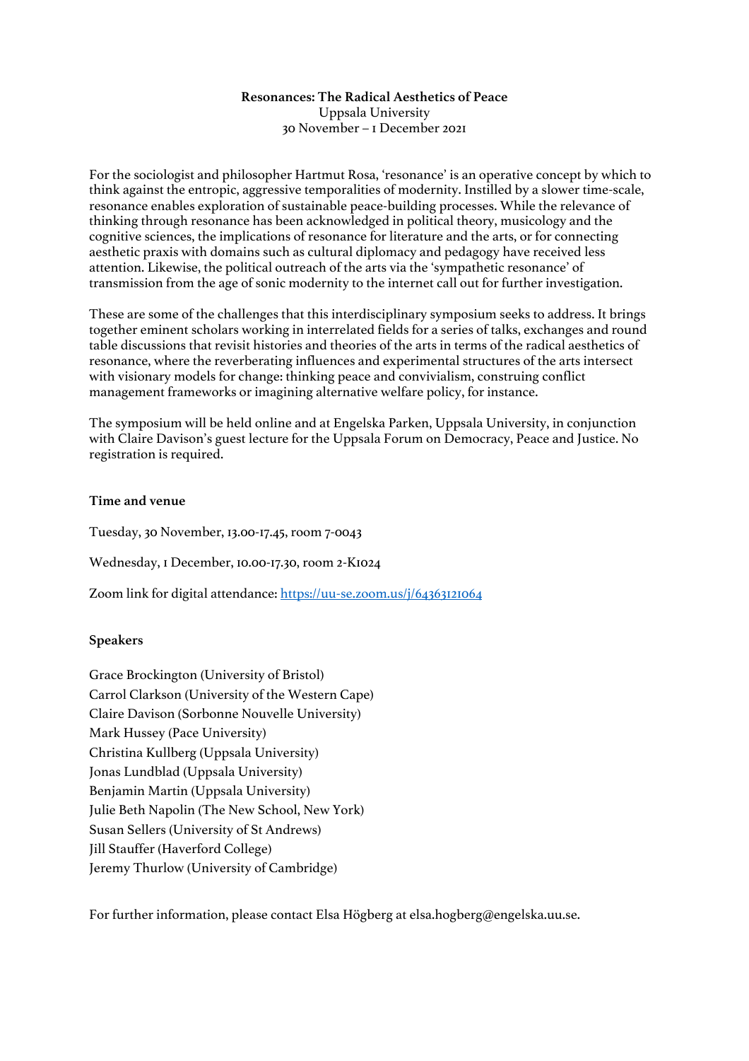**Resonances: The Radical Aesthetics of Peace**
Uppsala University
30 November – 1 December 2021

For the sociologist and philosopher Hartmut Rosa, 'resonance' is an operative concept by which to think against the entropic, aggressive temporalities of modernity. Instilled by a slower time-scale, resonance enables exploration of sustainable peace-building processes. While the relevance of thinking through resonance has been acknowledged in political theory, musicology and the cognitive sciences, the implications of resonance for literature and the arts, or for connecting aesthetic praxis with domains such as cultural diplomacy and pedagogy have received less attention. Likewise, the political outreach of the arts via the 'sympathetic resonance' of transmission from the age of sonic modernity to the internet call out for further investigation.

These are some of the challenges that this interdisciplinary symposium seeks to address. It brings together eminent scholars working in interrelated fields for a series of talks, exchanges and round table discussions that revisit histories and theories of the arts in terms of the radical aesthetics of resonance, where the reverberating influences and experimental structures of the arts intersect with visionary models for change: thinking peace and convivialism, construing conflict management frameworks or imagining alternative welfare policy, for instance.

The symposium will be held online and at Engelska Parken, Uppsala University, in conjunction with Claire Davison's guest lecture for the Uppsala Forum on Democracy, Peace and Justice. No registration is required.

**Time and venue**

Tuesday, 30 November, 13.00-17.45, room 7-0043

Wednesday, 1 December, 10.00-17.30, room 2-K1024

Zoom link for digital attendance: https://uu-se.zoom.us/j/64363121064

**Speakers**

Grace Brockington (University of Bristol)
Carrol Clarkson (University of the Western Cape)
Claire Davison (Sorbonne Nouvelle University)
Mark Hussey (Pace University)
Christina Kullberg (Uppsala University)
Jonas Lundblad (Uppsala University)
Benjamin Martin (Uppsala University)
Julie Beth Napolin (The New School, New York)
Susan Sellers (University of St Andrews)
Jill Stauffer (Haverford College)
Jeremy Thurlow (University of Cambridge)

For further information, please contact Elsa Högberg at elsa.hogberg@engelska.uu.se.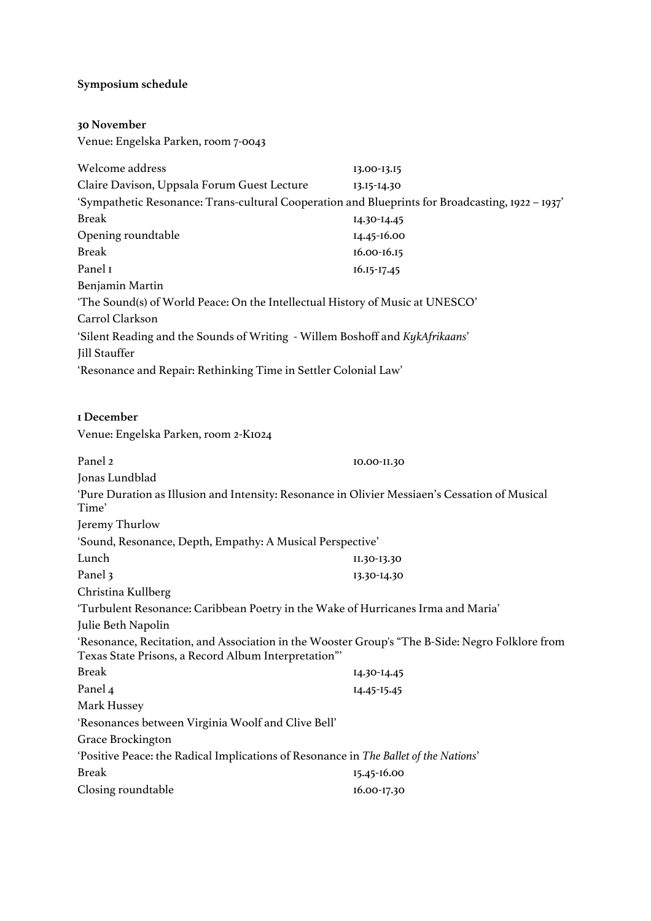**Symposium schedule**

**30 November**

Venue: Engelska Parken, room 7-0043

| | |
|---|---|
| Welcome address | 13.00-13.15 |
| Claire Davison, Uppsala Forum Guest Lecture | 13.15-14.30 |

'Sympathetic Resonance: Trans-cultural Cooperation and Blueprints for Broadcasting, 1922 – 1937'

| | |
|---|---|
| Break | 14.30-14.45 |
| Opening roundtable | 14.45-16.00 |
| Break | 16.00-16.15 |
| Panel 1 | 16.15-17.45 |

Benjamin Martin

'The Sound(s) of World Peace: On the Intellectual History of Music at UNESCO'

Carrol Clarkson

'Silent Reading and the Sounds of Writing - Willem Boshoff and *KykAfrikaans*'

Jill Stauffer

'Resonance and Repair: Rethinking Time in Settler Colonial Law'

**1 December**

Venue: Engelska Parken, room 2-K1024

| | |
|---|---|
| Panel 2 | 10.00-11.30 |

Jonas Lundblad

'Pure Duration as Illusion and Intensity: Resonance in Olivier Messiaen's Cessation of Musical Time'

Jeremy Thurlow

'Sound, Resonance, Depth, Empathy: A Musical Perspective'

| | |
|---|---|
| Lunch | 11.30-13.30 |
| Panel 3 | 13.30-14.30 |

Christina Kullberg

'Turbulent Resonance: Caribbean Poetry in the Wake of Hurricanes Irma and Maria'

Julie Beth Napolin

'Resonance, Recitation, and Association in the Wooster Group's "The B-Side: Negro Folklore from Texas State Prisons, a Record Album Interpretation"'

| | |
|---|---|
| Break | 14.30-14.45 |
| Panel 4 | 14.45-15.45 |

Mark Hussey

'Resonances between Virginia Woolf and Clive Bell'

Grace Brockington

'Positive Peace: the Radical Implications of Resonance in *The Ballet of the Nations*'

| | |
|---|---|
| Break | 15.45-16.00 |
| Closing roundtable | 16.00-17.30 |